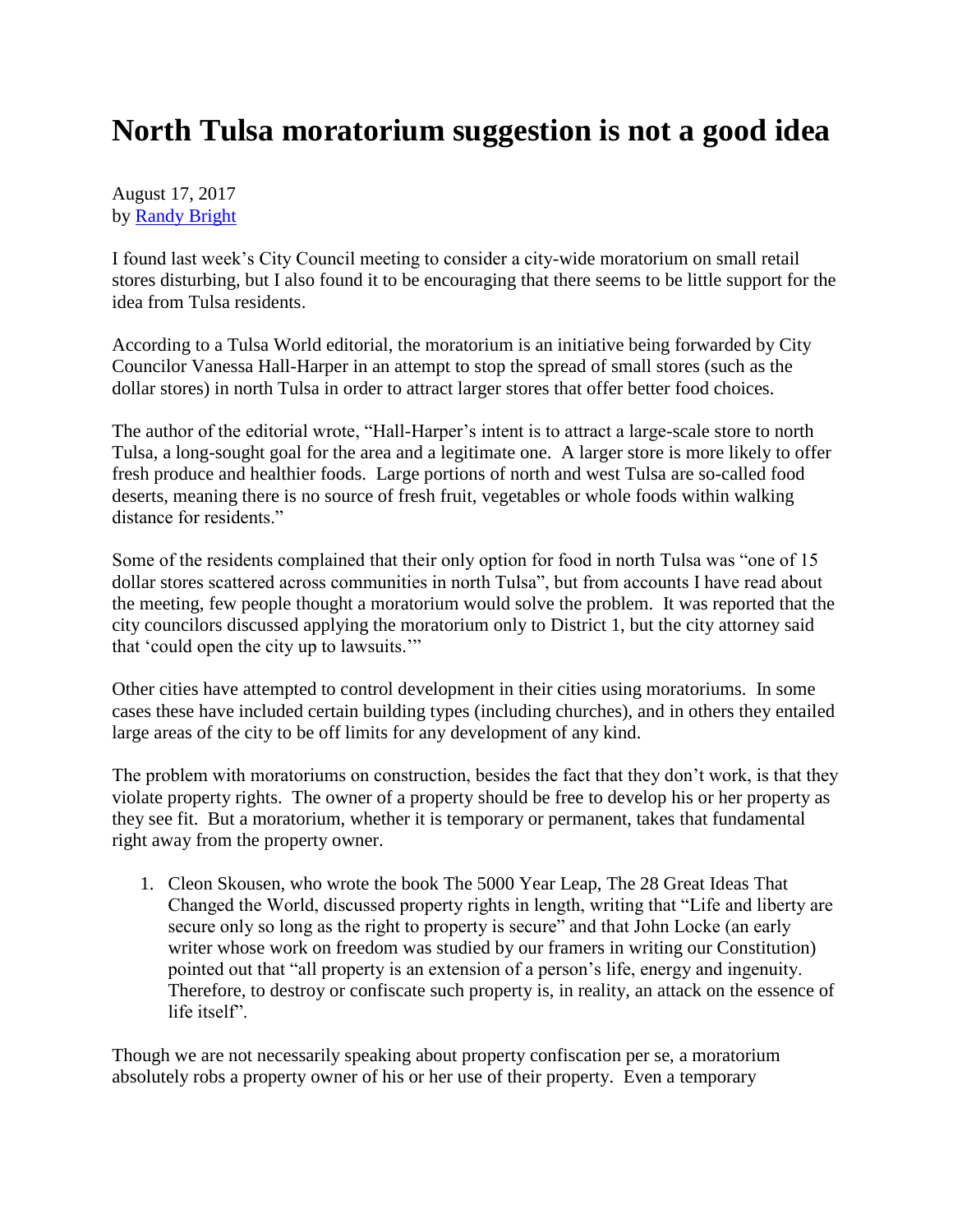# North Tulsa moratorium suggestion is not a good idea

August 17, 2017
by [Randy Bright]

I found last week's City Council meeting to consider a city-wide moratorium on small retail stores disturbing, but I also found it to be encouraging that there seems to be little support for the idea from Tulsa residents.

According to a Tulsa World editorial, the moratorium is an initiative being forwarded by City Councilor Vanessa Hall-Harper in an attempt to stop the spread of small stores (such as the dollar stores) in north Tulsa in order to attract larger stores that offer better food choices.

The author of the editorial wrote, "Hall-Harper's intent is to attract a large-scale store to north Tulsa, a long-sought goal for the area and a legitimate one. A larger store is more likely to offer fresh produce and healthier foods. Large portions of north and west Tulsa are so-called food deserts, meaning there is no source of fresh fruit, vegetables or whole foods within walking distance for residents."

Some of the residents complained that their only option for food in north Tulsa was "one of 15 dollar stores scattered across communities in north Tulsa", but from accounts I have read about the meeting, few people thought a moratorium would solve the problem. It was reported that the city councilors discussed applying the moratorium only to District 1, but the city attorney said that 'could open the city up to lawsuits.'"

Other cities have attempted to control development in their cities using moratoriums. In some cases these have included certain building types (including churches), and in others they entailed large areas of the city to be off limits for any development of any kind.

The problem with moratoriums on construction, besides the fact that they don't work, is that they violate property rights. The owner of a property should be free to develop his or her property as they see fit. But a moratorium, whether it is temporary or permanent, takes that fundamental right away from the property owner.

1. Cleon Skousen, who wrote the book The 5000 Year Leap, The 28 Great Ideas That Changed the World, discussed property rights in length, writing that "Life and liberty are secure only so long as the right to property is secure" and that John Locke (an early writer whose work on freedom was studied by our framers in writing our Constitution) pointed out that "all property is an extension of a person's life, energy and ingenuity. Therefore, to destroy or confiscate such property is, in reality, an attack on the essence of life itself".

Though we are not necessarily speaking about property confiscation per se, a moratorium absolutely robs a property owner of his or her use of their property. Even a temporary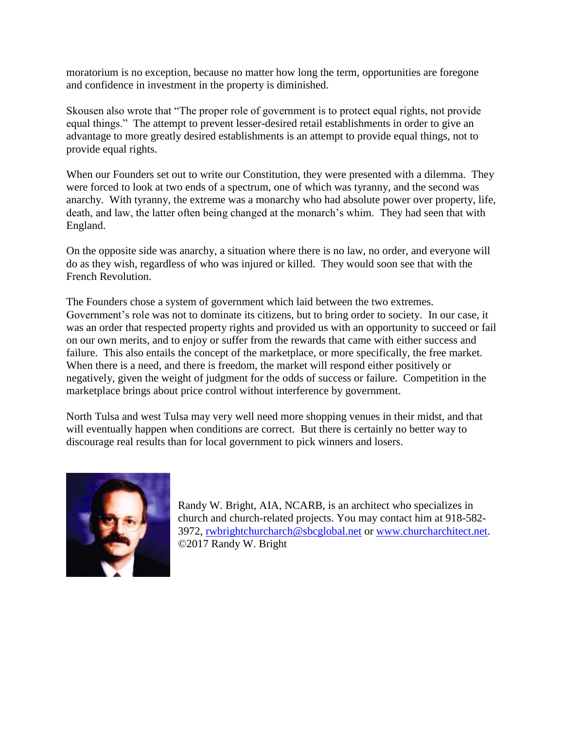moratorium is no exception, because no matter how long the term, opportunities are foregone and confidence in investment in the property is diminished.

Skousen also wrote that "The proper role of government is to protect equal rights, not provide equal things." The attempt to prevent lesser-desired retail establishments in order to give an advantage to more greatly desired establishments is an attempt to provide equal things, not to provide equal rights.

When our Founders set out to write our Constitution, they were presented with a dilemma. They were forced to look at two ends of a spectrum, one of which was tyranny, and the second was anarchy. With tyranny, the extreme was a monarchy who had absolute power over property, life, death, and law, the latter often being changed at the monarch's whim. They had seen that with England.

On the opposite side was anarchy, a situation where there is no law, no order, and everyone will do as they wish, regardless of who was injured or killed. They would soon see that with the French Revolution.

The Founders chose a system of government which laid between the two extremes. Government's role was not to dominate its citizens, but to bring order to society. In our case, it was an order that respected property rights and provided us with an opportunity to succeed or fail on our own merits, and to enjoy or suffer from the rewards that came with either success and failure. This also entails the concept of the marketplace, or more specifically, the free market. When there is a need, and there is freedom, the market will respond either positively or negatively, given the weight of judgment for the odds of success or failure. Competition in the marketplace brings about price control without interference by government.

North Tulsa and west Tulsa may very well need more shopping venues in their midst, and that will eventually happen when conditions are correct. But there is certainly no better way to discourage real results than for local government to pick winners and losers.

Randy W. Bright, AIA, NCARB, is an architect who specializes in church and church-related projects. You may contact him at 918-582-3972, [rwbrightchurcharch@sbcglobal.net](mailto:rwbrightchurcharch@sbcglobal.net) or [www.churcharchitect.net](http://www.churcharchitect.net). ©2017 Randy W. Bright